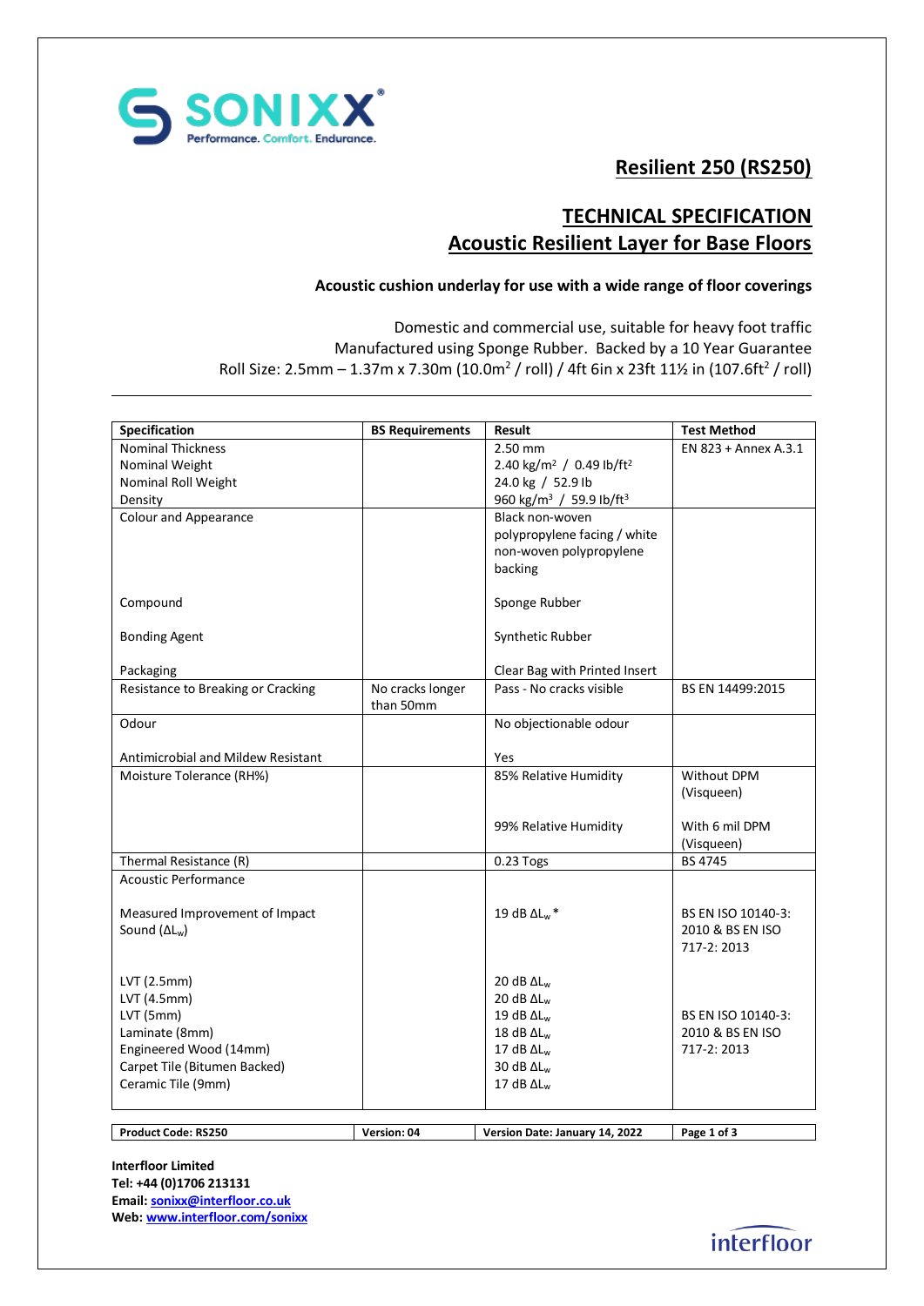SONIXX®
Performance. Comfort. Endurance.

# Resilient 250 (RS250)

## TECHNICAL SPECIFICATION
## Acoustic Resilient Layer for Base Floors

**Acoustic cushion underlay for use with a wide range of floor coverings**

Domestic and commercial use, suitable for heavy foot traffic
Manufactured using Sponge Rubber. Backed by a 10 Year Guarantee
Roll Size: 2.5mm – 1.37m x 7.30m (10.0m$^2$ / roll) / 4ft 6in x 23ft 11½ in (107.6ft$^2$ / roll)

| Specification | BS Requirements | Result | Test Method |
|---|---|---|---|
| Nominal Thickness<br>Nominal Weight<br>Nominal Roll Weight<br>Density | | 2.50 mm<br>2.40 kg/m$^2$ / 0.49 lb/ft$^2$<br>24.0 kg / 52.9 lb<br>960 kg/m$^3$ / 59.9 lb/ft$^3$ | EN 823 + Annex A.3.1 |
| Colour and Appearance<br><br>Compound<br><br>Bonding Agent<br><br>Packaging | | Black non-woven polypropylene facing / white non-woven polypropylene backing<br><br>Sponge Rubber<br><br>Synthetic Rubber<br><br>Clear Bag with Printed Insert | |
| Resistance to Breaking or Cracking | No cracks longer than 50mm | Pass - No cracks visible | BS EN 14499:2015 |
| Odour<br><br>Antimicrobial and Mildew Resistant | | No objectionable odour<br><br>Yes | |
| Moisture Tolerance (RH%) | | 85% Relative Humidity<br><br>99% Relative Humidity | Without DPM (Visqueen)<br><br>With 6 mil DPM (Visqueen) |
| Thermal Resistance (R) | | 0.23 Togs | BS 4745 |
| Acoustic Performance<br><br>Measured Improvement of Impact Sound ($\Delta L_w$)<br><br>LVT (2.5mm)<br>LVT (4.5mm)<br>LVT (5mm)<br>Laminate (8mm)<br>Engineered Wood (14mm)<br>Carpet Tile (Bitumen Backed)<br>Ceramic Tile (9mm) | | <br><br>19 dB $\Delta L_w$*<br><br>20 dB $\Delta L_w$<br>20 dB $\Delta L_w$<br>19 dB $\Delta L_w$<br>18 dB $\Delta L_w$<br>17 dB $\Delta L_w$<br>30 dB $\Delta L_w$<br>17 dB $\Delta L_w$ | <br><br>BS EN ISO 10140-3: 2010 & BS EN ISO 717-2: 2013<br><br>BS EN ISO 10140-3: 2010 & BS EN ISO 717-2: 2013 |

| Product Code: RS250 | Version: 04 | Version Date: January 14, 2022 |
|---|---|---|

**Interfloor Limited**
**Tel: +44 (0)1706 213131**
**Email: sonixx@interfloor.co.uk**
**Web: www.interfloor.com/sonixx**

interfloor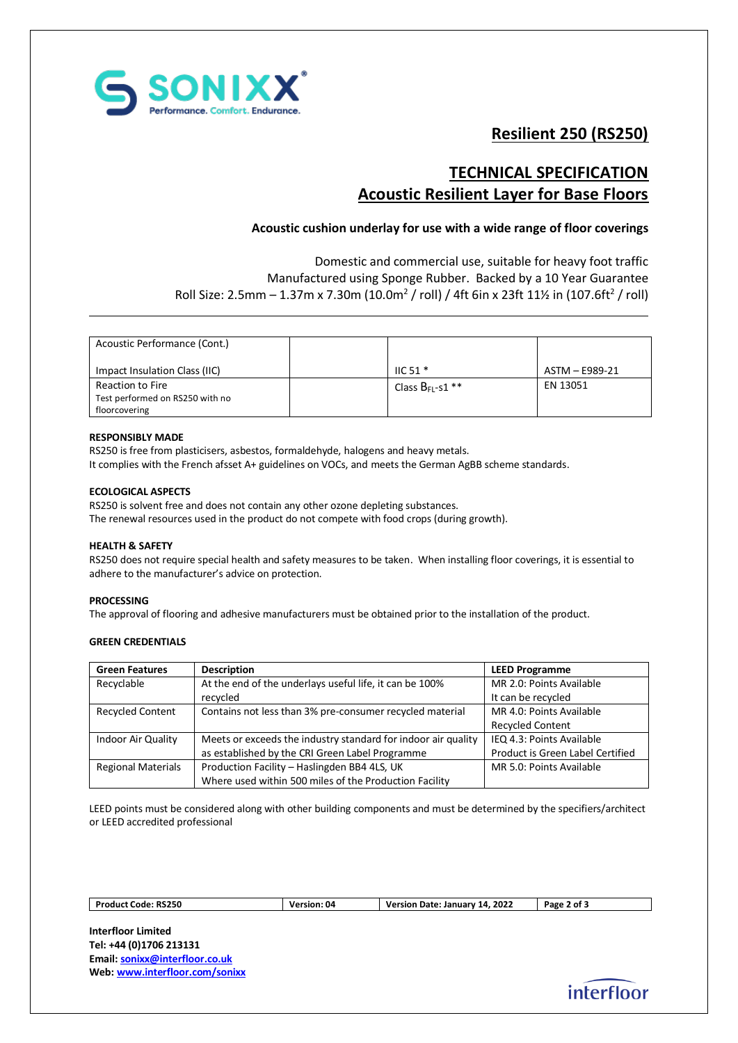SONIXX®
Performance. Comfort. Endurance.

# Resilient 250 (RS250)

## TECHNICAL SPECIFICATION
## Acoustic Resilient Layer for Base Floors

**Acoustic cushion underlay for use with a wide range of floor coverings**

Domestic and commercial use, suitable for heavy foot traffic
Manufactured using Sponge Rubber. Backed by a 10 Year Guarantee
Roll Size: 2.5mm – 1.37m x 7.30m (10.0m$^2$ / roll) / 4ft 6in x 23ft 11½ in (107.6ft$^2$ / roll)

---

| Acoustic Performance (Cont.)<br><br>Impact Insulation Class (IIC) | | IIC 51 * | ASTM – E989-21 |
|---|---|---|---|
| Reaction to Fire<br>Test performed on RS250 with no floorcovering | | Class $B_{FL}$-s1 ** | EN 13051 |

**RESPONSIBLY MADE**
RS250 is free from plasticisers, asbestos, formaldehyde, halogens and heavy metals.
It complies with the French afsset A+ guidelines on VOCs, and meets the German AgBB scheme standards.

**ECOLOGICAL ASPECTS**
RS250 is solvent free and does not contain any other ozone depleting substances.
The renewal resources used in the product do not compete with food crops (during growth).

**HEALTH & SAFETY**
RS250 does not require special health and safety measures to be taken. When installing floor coverings, it is essential to adhere to the manufacturer's advice on protection.

**PROCESSING**
The approval of flooring and adhesive manufacturers must be obtained prior to the installation of the product.

**GREEN CREDENTIALS**

| Green Features | Description | LEED Programme |
|---|---|---|
| Recyclable | At the end of the underlays useful life, it can be 100% recycled | MR 2.0: Points Available<br>It can be recycled |
| Recycled Content | Contains not less than 3% pre-consumer recycled material | MR 4.0: Points Available<br>Recycled Content |
| Indoor Air Quality | Meets or exceeds the industry standard for indoor air quality as established by the CRI Green Label Programme | IEQ 4.3: Points Available<br>Product is Green Label Certified |
| Regional Materials | Production Facility – Haslingden BB4 4LS, UK<br>Where used within 500 miles of the Production Facility | MR 5.0: Points Available |

LEED points must be considered along with other building components and must be determined by the specifiers/architect or LEED accredited professional

| Product Code: RS250 | Version: 04 | Version Date: January 14, 2022 |
|---|---|---|

**Interfloor Limited**
**Tel: +44 (0)1706 213131**
**Email: [sonixx@interfloor.co.uk](mailto:sonixx@interfloor.co.uk)**
**Web: [www.interfloor.com/sonixx](http://www.interfloor.com/sonixx)**

interfloor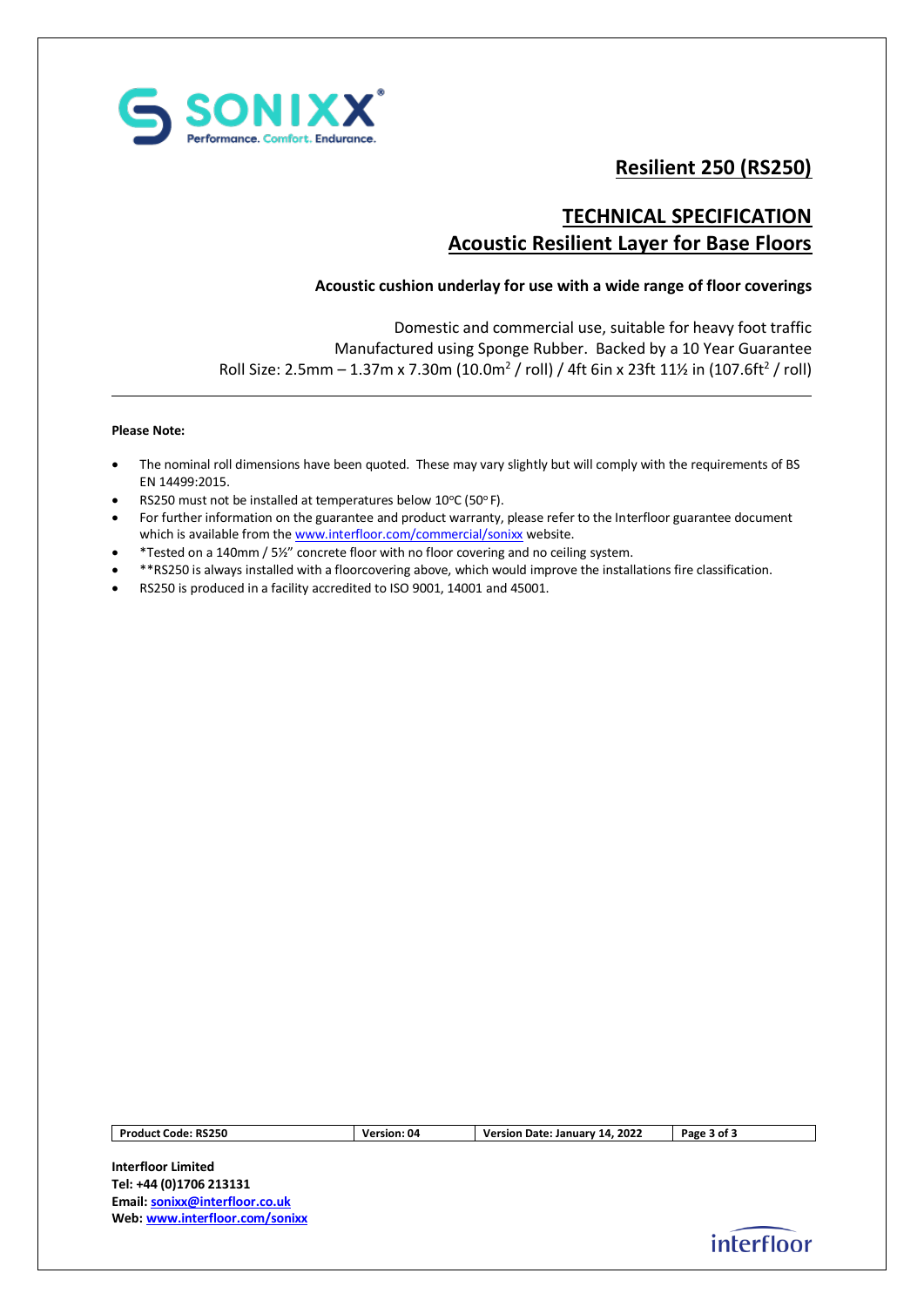# Resilient 250 (RS250)

## TECHNICAL SPECIFICATION
## Acoustic Resilient Layer for Base Floors

**Acoustic cushion underlay for use with a wide range of floor coverings**

Domestic and commercial use, suitable for heavy foot traffic
Manufactured using Sponge Rubber. Backed by a 10 Year Guarantee
Roll Size: 2.5mm – 1.37m x 7.30m (10.0m$^2$ / roll) / 4ft 6in x 23ft 11½ in (107.6ft$^2$ / roll)

---

**Please Note:**

- The nominal roll dimensions have been quoted. These may vary slightly but will comply with the requirements of BS EN 14499:2015.
- RS250 must not be installed at temperatures below 10°C (50° F).
- For further information on the guarantee and product warranty, please refer to the Interfloor guarantee document which is available from the www.interfloor.com/commercial/sonixx website.
- *Tested on a 140mm / 5½" concrete floor with no floor covering and no ceiling system.
- **RS250 is always installed with a floorcovering above, which would improve the installations fire classification.
- RS250 is produced in a facility accredited to ISO 9001, 14001 and 45001.

| Product Code: RS250 | Version: 04 | Version Date: January 14, 2022 |
|---|---|---|

**Interfloor Limited**
**Tel: +44 (0)1706 213131**
**Email: sonixx@interfloor.co.uk**
**Web: www.interfloor.com/sonixx**